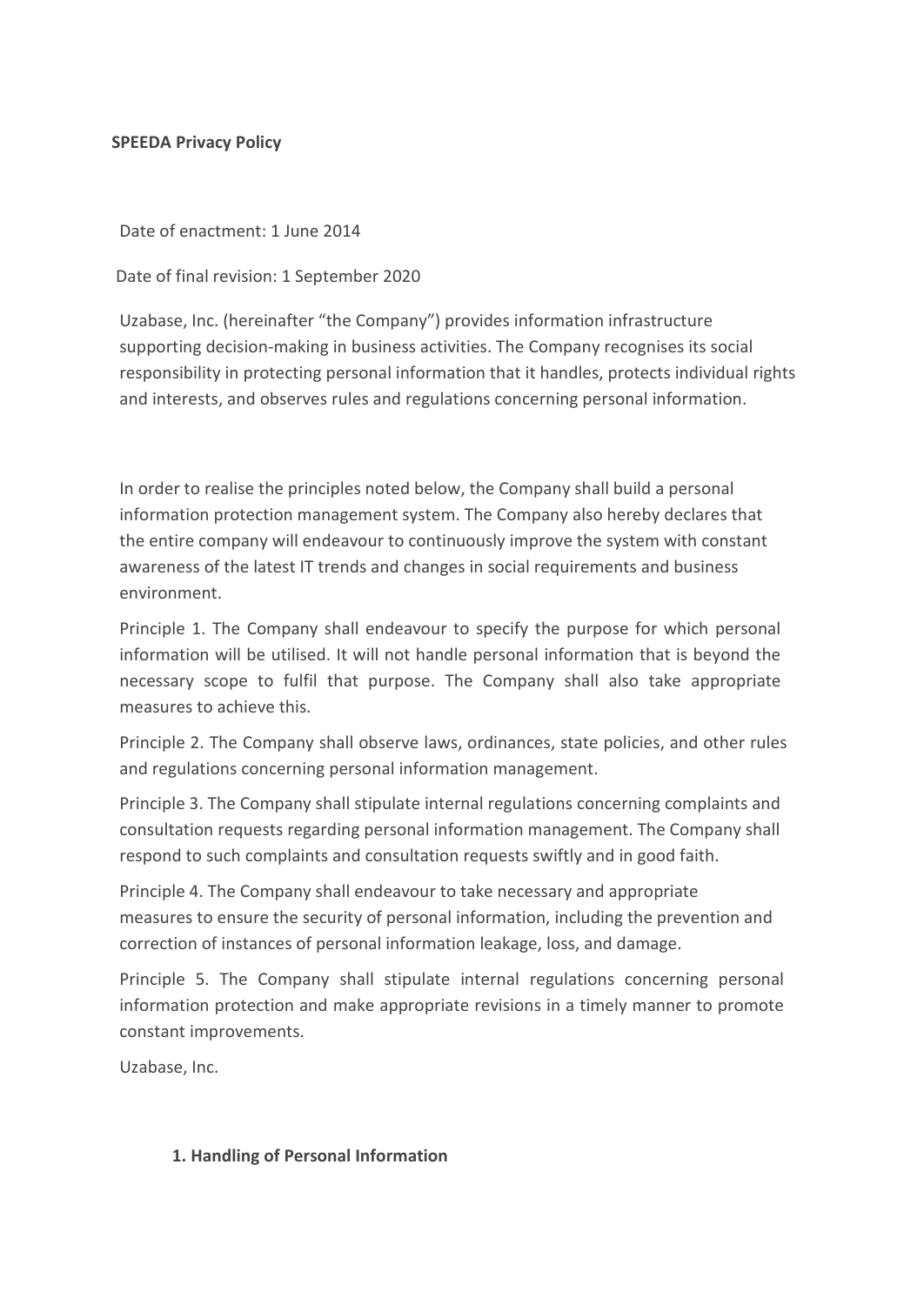# SPEEDA Privacy Policy

Date of enactment: 1 June 2014

Date of final revision: 1 September 2020

Uzabase, Inc. (hereinafter "the Company") provides information infrastructure supporting decision-making in business activities. The Company recognises its social responsibility in protecting personal information that it handles, protects individual rights and interests, and observes rules and regulations concerning personal information.

In order to realise the principles noted below, the Company shall build a personal information protection management system. The Company also hereby declares that the entire company will endeavour to continuously improve the system with constant awareness of the latest IT trends and changes in social requirements and business environment.

Principle 1. The Company shall endeavour to specify the purpose for which personal information will be utilised. It will not handle personal information that is beyond the necessary scope to fulfil that purpose. The Company shall also take appropriate measures to achieve this.

Principle 2. The Company shall observe laws, ordinances, state policies, and other rules and regulations concerning personal information management.

Principle 3. The Company shall stipulate internal regulations concerning complaints and consultation requests regarding personal information management. The Company shall respond to such complaints and consultation requests swiftly and in good faith.

Principle 4. The Company shall endeavour to take necessary and appropriate measures to ensure the security of personal information, including the prevention and correction of instances of personal information leakage, loss, and damage.

Principle 5. The Company shall stipulate internal regulations concerning personal information protection and make appropriate revisions in a timely manner to promote constant improvements.

Uzabase, Inc.

## 1. Handling of Personal Information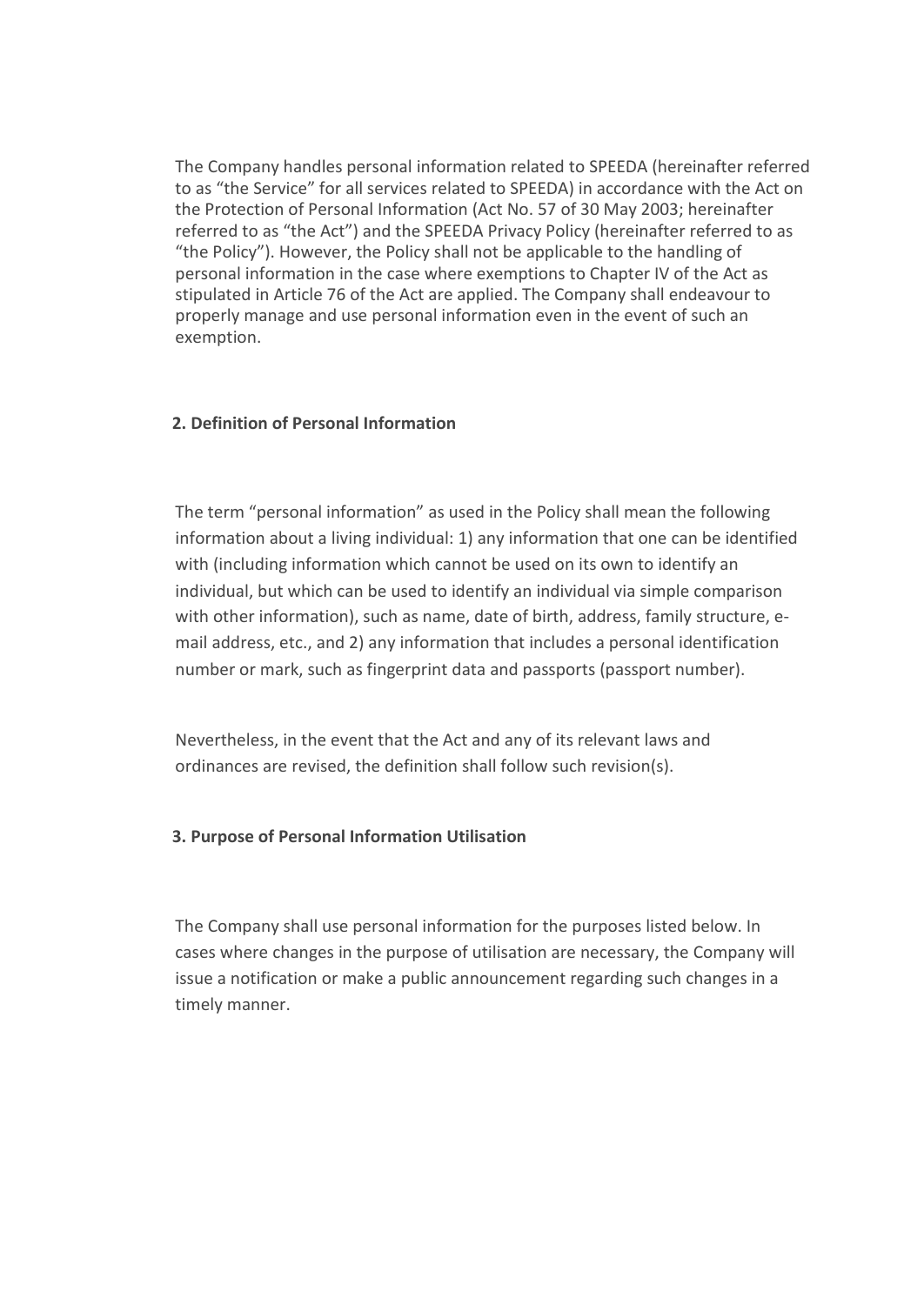The Company handles personal information related to SPEEDA (hereinafter referred to as "the Service" for all services related to SPEEDA) in accordance with the Act on the Protection of Personal Information (Act No. 57 of 30 May 2003; hereinafter referred to as "the Act") and the SPEEDA Privacy Policy (hereinafter referred to as "the Policy"). However, the Policy shall not be applicable to the handling of personal information in the case where exemptions to Chapter IV of the Act as stipulated in Article 76 of the Act are applied. The Company shall endeavour to properly manage and use personal information even in the event of such an exemption.

## 2. Definition of Personal Information

The term "personal information" as used in the Policy shall mean the following information about a living individual: 1) any information that one can be identified with (including information which cannot be used on its own to identify an individual, but which can be used to identify an individual via simple comparison with other information), such as name, date of birth, address, family structure, e-mail address, etc., and 2) any information that includes a personal identification number or mark, such as fingerprint data and passports (passport number).

Nevertheless, in the event that the Act and any of its relevant laws and ordinances are revised, the definition shall follow such revision(s).

## 3. Purpose of Personal Information Utilisation

The Company shall use personal information for the purposes listed below. In cases where changes in the purpose of utilisation are necessary, the Company will issue a notification or make a public announcement regarding such changes in a timely manner.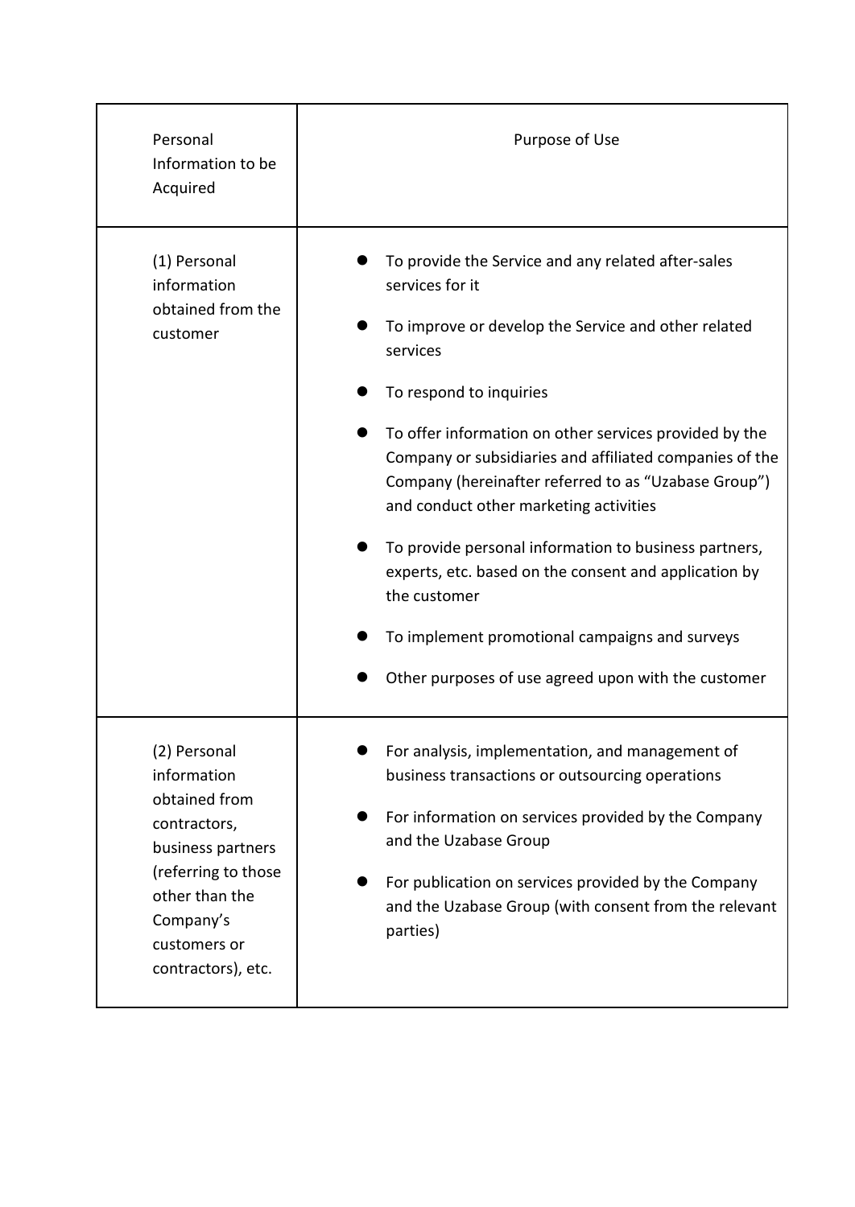| Personal Information to be Acquired | Purpose of Use |
|---|---|
| (1) Personal information obtained from the customer | ● To provide the Service and any related after-sales services for it<br>● To improve or develop the Service and other related services<br>● To respond to inquiries<br>● To offer information on other services provided by the Company or subsidiaries and affiliated companies of the Company (hereinafter referred to as "Uzabase Group") and conduct other marketing activities<br>● To provide personal information to business partners, experts, etc. based on the consent and application by the customer<br>● To implement promotional campaigns and surveys<br>● Other purposes of use agreed upon with the customer |
| (2) Personal information obtained from contractors, business partners (referring to those other than the Company's customers or contractors), etc. | ● For analysis, implementation, and management of business transactions or outsourcing operations<br>● For information on services provided by the Company and the Uzabase Group<br>● For publication on services provided by the Company and the Uzabase Group (with consent from the relevant parties) |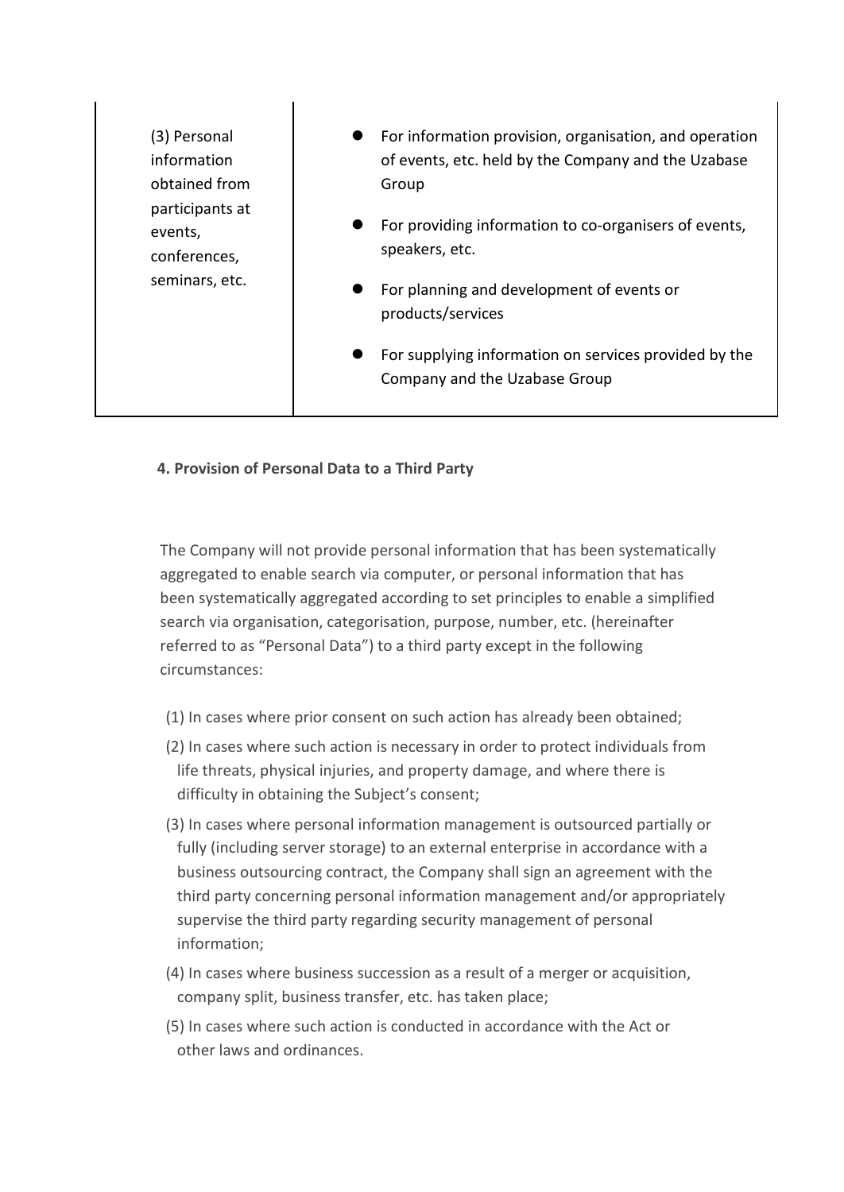| | |
|---|---|
| (3) Personal information obtained from participants at events, conferences, seminars, etc. | ● For information provision, organisation, and operation of events, etc. held by the Company and the Uzabase Group<br>● For providing information to co-organisers of events, speakers, etc.<br>● For planning and development of events or products/services<br>● For supplying information on services provided by the Company and the Uzabase Group |

**4. Provision of Personal Data to a Third Party**

The Company will not provide personal information that has been systematically aggregated to enable search via computer, or personal information that has been systematically aggregated according to set principles to enable a simplified search via organisation, categorisation, purpose, number, etc. (hereinafter referred to as "Personal Data") to a third party except in the following circumstances:

(1) In cases where prior consent on such action has already been obtained;

(2) In cases where such action is necessary in order to protect individuals from life threats, physical injuries, and property damage, and where there is difficulty in obtaining the Subject's consent;

(3) In cases where personal information management is outsourced partially or fully (including server storage) to an external enterprise in accordance with a business outsourcing contract, the Company shall sign an agreement with the third party concerning personal information management and/or appropriately supervise the third party regarding security management of personal information;

(4) In cases where business succession as a result of a merger or acquisition, company split, business transfer, etc. has taken place;

(5) In cases where such action is conducted in accordance with the Act or other laws and ordinances.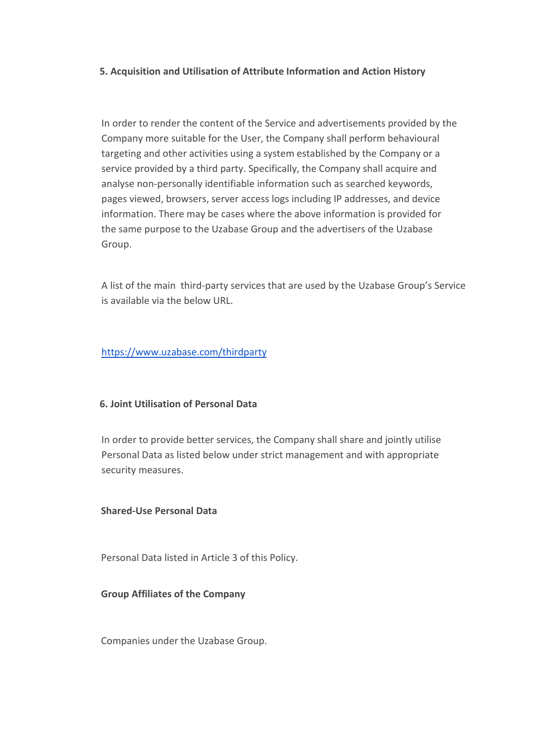### 5. Acquisition and Utilisation of Attribute Information and Action History

In order to render the content of the Service and advertisements provided by the Company more suitable for the User, the Company shall perform behavioural targeting and other activities using a system established by the Company or a service provided by a third party. Specifically, the Company shall acquire and analyse non-personally identifiable information such as searched keywords, pages viewed, browsers, server access logs including IP addresses, and device information. There may be cases where the above information is provided for the same purpose to the Uzabase Group and the advertisers of the Uzabase Group.

A list of the main third-party services that are used by the Uzabase Group's Service is available via the below URL.

[https://www.uzabase.com/thirdparty](https://www.uzabase.com/thirdparty)

### 6. Joint Utilisation of Personal Data

In order to provide better services, the Company shall share and jointly utilise Personal Data as listed below under strict management and with appropriate security measures.

**Shared-Use Personal Data**

Personal Data listed in Article 3 of this Policy.

**Group Affiliates of the Company**

Companies under the Uzabase Group.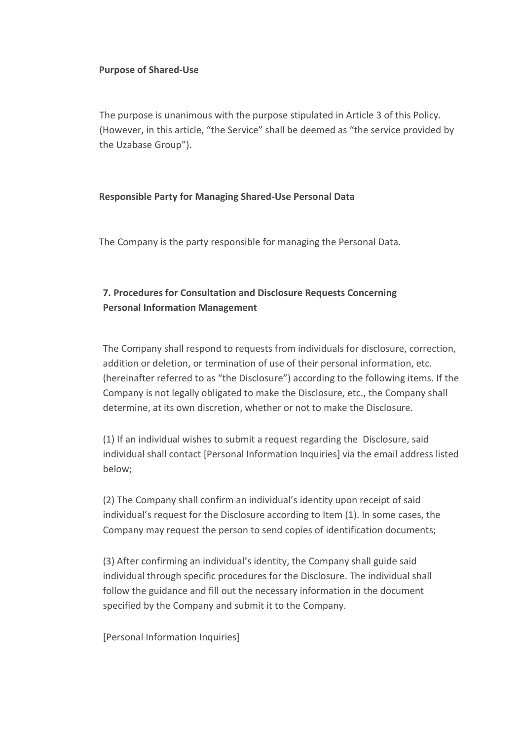**Purpose of Shared-Use**

The purpose is unanimous with the purpose stipulated in Article 3 of this Policy. (However, in this article, “the Service” shall be deemed as “the service provided by the Uzabase Group”).

**Responsible Party for Managing Shared-Use Personal Data**

The Company is the party responsible for managing the Personal Data.

## 7. Procedures for Consultation and Disclosure Requests Concerning Personal Information Management

The Company shall respond to requests from individuals for disclosure, correction, addition or deletion, or termination of use of their personal information, etc. (hereinafter referred to as “the Disclosure”) according to the following items. If the Company is not legally obligated to make the Disclosure, etc., the Company shall determine, at its own discretion, whether or not to make the Disclosure.

(1) If an individual wishes to submit a request regarding the Disclosure, said individual shall contact [Personal Information Inquiries] via the email address listed below;

(2) The Company shall confirm an individual’s identity upon receipt of said individual’s request for the Disclosure according to Item (1). In some cases, the Company may request the person to send copies of identification documents;

(3) After confirming an individual’s identity, the Company shall guide said individual through specific procedures for the Disclosure. The individual shall follow the guidance and fill out the necessary information in the document specified by the Company and submit it to the Company.

[Personal Information Inquiries]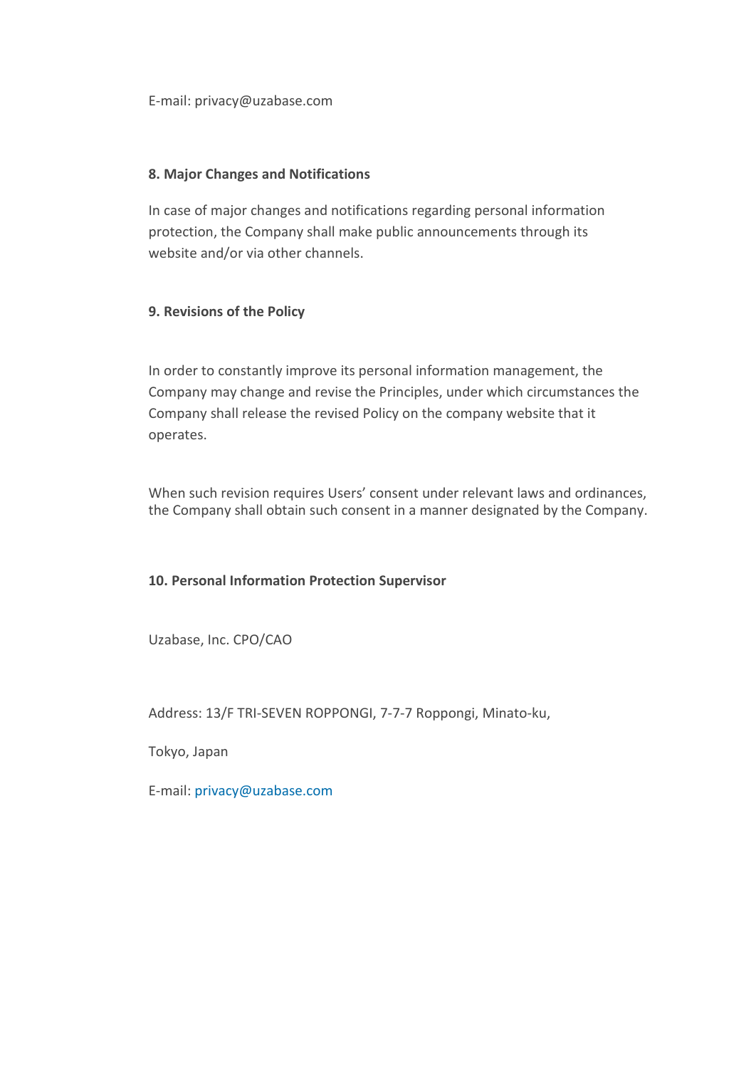E-mail: privacy@uzabase.com

**8. Major Changes and Notifications**

In case of major changes and notifications regarding personal information protection, the Company shall make public announcements through its website and/or via other channels.

**9. Revisions of the Policy**

In order to constantly improve its personal information management, the Company may change and revise the Principles, under which circumstances the Company shall release the revised Policy on the company website that it operates.

When such revision requires Users' consent under relevant laws and ordinances, the Company shall obtain such consent in a manner designated by the Company.

**10. Personal Information Protection Supervisor**

Uzabase, Inc. CPO/CAO

Address: 13/F TRI-SEVEN ROPPONGI, 7-7-7 Roppongi, Minato-ku,

Tokyo, Japan

E-mail: privacy@uzabase.com